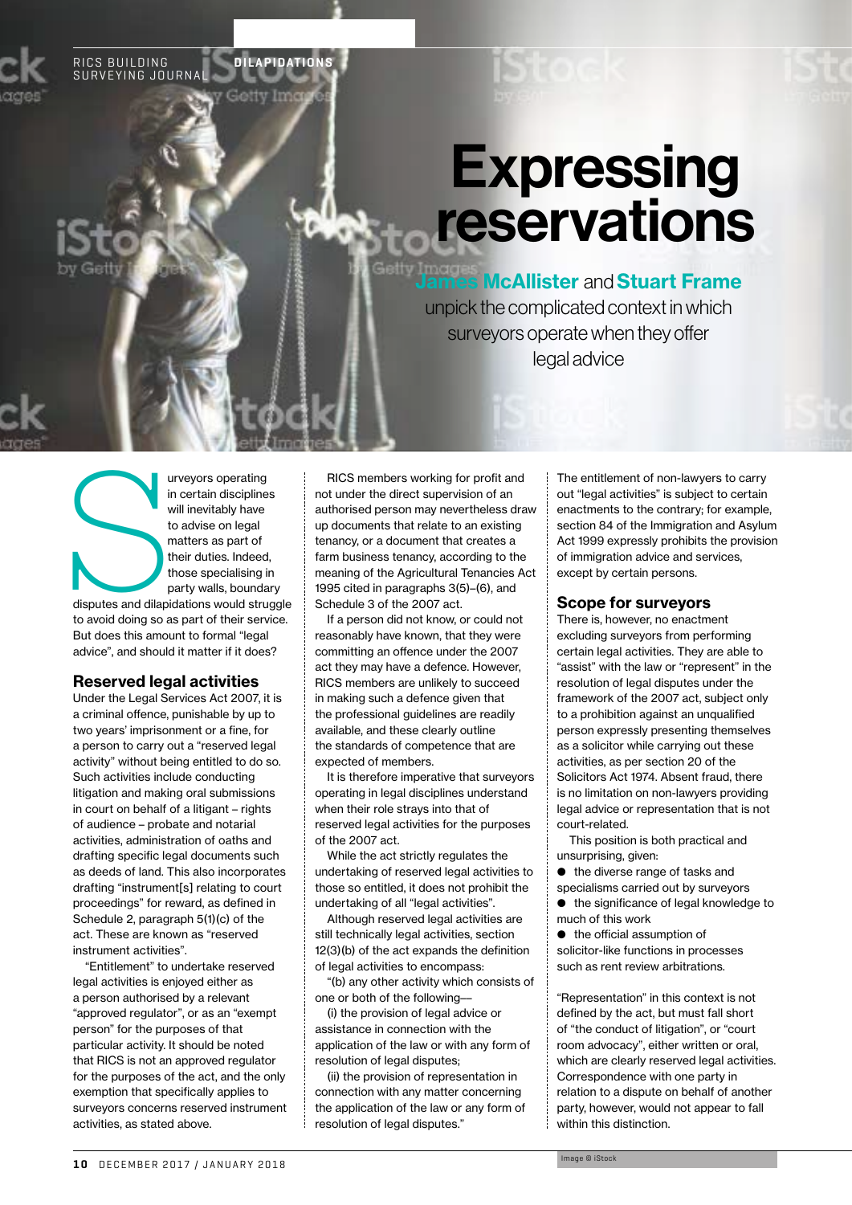# Expressing reservations

**James McAllister** and **Stuart Frame** unpick the complicated context in which surveyors operate when they offer legal advice

Surveyors operating in certain disciplines will inevitably have to advise on legal matters as part of their duties. Indeed, those specialising in party walls, boundary disputes and dilapidations would struggle to avoid doing so as part of their service. But does this amount to formal "legal advice", and should it matter if it does?

## Reserved legal activities

Under the Legal Services Act 2007, it is a criminal offence, punishable by up to two years' imprisonment or a fine, for a person to carry out a "reserved legal activity" without being entitled to do so. Such activities include conducting litigation and making oral submissions in court on behalf of a litigant – rights of audience – probate and notarial activities, administration of oaths and drafting specific legal documents such as deeds of land. This also incorporates drafting "instrument[s] relating to court proceedings" for reward, as defined in Schedule 2, paragraph 5(1)(c) of the act. These are known as "reserved instrument activities".

"Entitlement" to undertake reserved legal activities is enjoyed either as a person authorised by a relevant "approved regulator", or as an "exempt person" for the purposes of that particular activity. It should be noted that RICS is not an approved regulator for the purposes of the act, and the only exemption that specifically applies to surveyors concerns reserved instrument activities, as stated above.

RICS members working for profit and not under the direct supervision of an authorised person may nevertheless draw up documents that relate to an existing tenancy, or a document that creates a farm business tenancy, according to the meaning of the Agricultural Tenancies Act 1995 cited in paragraphs 3(5)–(6), and Schedule 3 of the 2007 act.

If a person did not know, or could not reasonably have known, that they were committing an offence under the 2007 act they may have a defence. However, RICS members are unlikely to succeed in making such a defence given that the professional guidelines are readily available, and these clearly outline the standards of competence that are expected of members.

It is therefore imperative that surveyors operating in legal disciplines understand when their role strays into that of reserved legal activities for the purposes of the 2007 act.

While the act strictly regulates the undertaking of reserved legal activities to those so entitled, it does not prohibit the undertaking of all "legal activities".

Although reserved legal activities are still technically legal activities, section 12(3)(b) of the act expands the definition of legal activities to encompass:

"(b) any other activity which consists of one or both of the following—

(i) the provision of legal advice or assistance in connection with the application of the law or with any form of resolution of legal disputes;

(ii) the provision of representation in connection with any matter concerning the application of the law or any form of resolution of legal disputes."

The entitlement of non-lawyers to carry out "legal activities" is subject to certain enactments to the contrary; for example, section 84 of the Immigration and Asylum Act 1999 expressly prohibits the provision of immigration advice and services, except by certain persons.

## Scope for surveyors

There is, however, no enactment excluding surveyors from performing certain legal activities. They are able to "assist" with the law or "represent" in the resolution of legal disputes under the framework of the 2007 act, subject only to a prohibition against an unqualified person expressly presenting themselves as a solicitor while carrying out these activities, as per section 20 of the Solicitors Act 1974. Absent fraud, there is no limitation on non-lawyers providing legal advice or representation that is not court-related.

This position is both practical and unsurprising, given:

- the diverse range of tasks and specialisms carried out by surveyors
- the significance of legal knowledge to much of this work
- the official assumption of solicitor-like functions in processes such as rent review arbitrations.

"Representation" in this context is not defined by the act, but must fall short of "the conduct of litigation", or "court room advocacy", either written or oral, which are clearly reserved legal activities. Correspondence with one party in relation to a dispute on behalf of another party, however, would not appear to fall within this distinction.

Image © iStock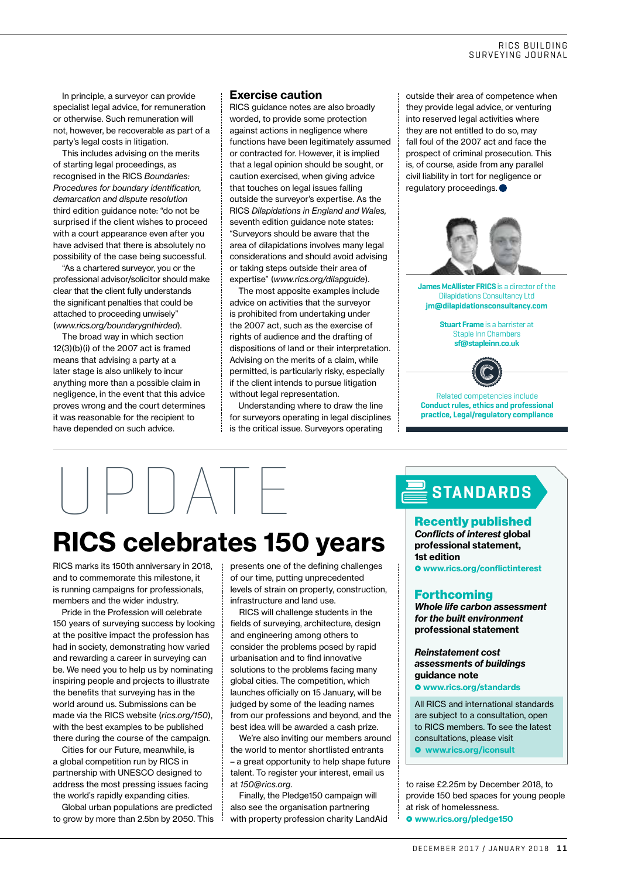In principle, a surveyor can provide specialist legal advice, for remuneration or otherwise. Such remuneration will not, however, be recoverable as part of a party's legal costs in litigation.

This includes advising on the merits of starting legal proceedings, as recognised in the RICS *Boundaries: Procedures for boundary identification, demarcation and dispute resolution* third edition guidance note: "do not be surprised if the client wishes to proceed with a court appearance even after you have advised that there is absolutely no possibility of the case being successful.

"As a chartered surveyor, you or the professional advisor/solicitor should make clear that the client fully understands the significant penalties that could be attached to proceeding unwisely" (*www.rics.org/boundaryngthirded*).

The broad way in which section 12(3)(b)(i) of the 2007 act is framed means that advising a party at a later stage is also unlikely to incur anything more than a possible claim in negligence, in the event that this advice proves wrong and the court determines it was reasonable for the recipient to have depended on such advice.

## Exercise caution

RICS guidance notes are also broadly worded, to provide some protection against actions in negligence where functions have been legitimately assumed or contracted for. However, it is implied that a legal opinion should be sought, or caution exercised, when giving advice that touches on legal issues falling outside the surveyor's expertise. As the RICS *Dilapidations in England and Wales,* seventh edition guidance note states: "Surveyors should be aware that the area of dilapidations involves many legal considerations and should avoid advising or taking steps outside their area of expertise" (*www.rics.org/dilapguide*).

The most apposite examples include advice on activities that the surveyor is prohibited from undertaking under the 2007 act, such as the exercise of rights of audience and the drafting of dispositions of land or their interpretation. Advising on the merits of a claim, while permitted, is particularly risky, especially if the client intends to pursue litigation without legal representation.

Understanding where to draw the line for surveyors operating in legal disciplines is the critical issue. Surveyors operating outside their area of competence when they provide legal advice, or venturing into reserved legal activities where they are not entitled to do so, may fall foul of the 2007 act and face the prospect of criminal prosecution. This is, of course, aside from any parallel civil liability in tort for negligence or regulatory proceedings.

**James McAllister FRICS** is a director of the Dilapidations Consultancy Ltd
**jm@dilapidationsconsultancy.com**

**Stuart Frame** is a barrister at Staple Inn Chambers
**sf@stapleinn.co.uk**

Related competencies include **Conduct rules, ethics and professional practice, Legal/regulatory compliance**

# UPDATE

## RICS celebrates 150 years

RICS marks its 150th anniversary in 2018, and to commemorate this milestone, it is running campaigns for professionals, members and the wider industry.

Pride in the Profession will celebrate 150 years of surveying success by looking at the positive impact the profession has had in society, demonstrating how varied and rewarding a career in surveying can be. We need you to help us by nominating inspiring people and projects to illustrate the benefits that surveying has in the world around us. Submissions can be made via the RICS website (*rics.org/150*), with the best examples to be published there during the course of the campaign.

Cities for our Future, meanwhile, is a global competition run by RICS in partnership with UNESCO designed to address the most pressing issues facing the world's rapidly expanding cities.

Global urban populations are predicted to grow by more than 2.5bn by 2050. This presents one of the defining challenges of our time, putting unprecedented levels of strain on property, construction, infrastructure and land use.

RICS will challenge students in the fields of surveying, architecture, design and engineering among others to consider the problems posed by rapid urbanisation and to find innovative solutions to the problems facing many global cities. The competition, which launches officially on 15 January, will be judged by some of the leading names from our professions and beyond, and the best idea will be awarded a cash prize.

We're also inviting our members around the world to mentor shortlisted entrants – a great opportunity to help shape future talent. To register your interest, email us at *150@rics.org*.

Finally, the Pledge150 campaign will also see the organisation partnering with property profession charity LandAid to raise £2.25m by December 2018, to provide 150 bed spaces for young people at risk of homelessness.
**www.rics.org/pledge150**

## STANDARDS

### Recently published

***Conflicts of interest* global professional statement, 1st edition**
**www.rics.org/conflictinterest**

### Forthcoming

***Whole life carbon assessment for the built environment* professional statement**

***Reinstatement cost assessments of buildings* guidance note**
**www.rics.org/standards**

All RICS and international standards are subject to a consultation, open to RICS members. To see the latest consultations, please visit
**www.rics.org/iconsult**